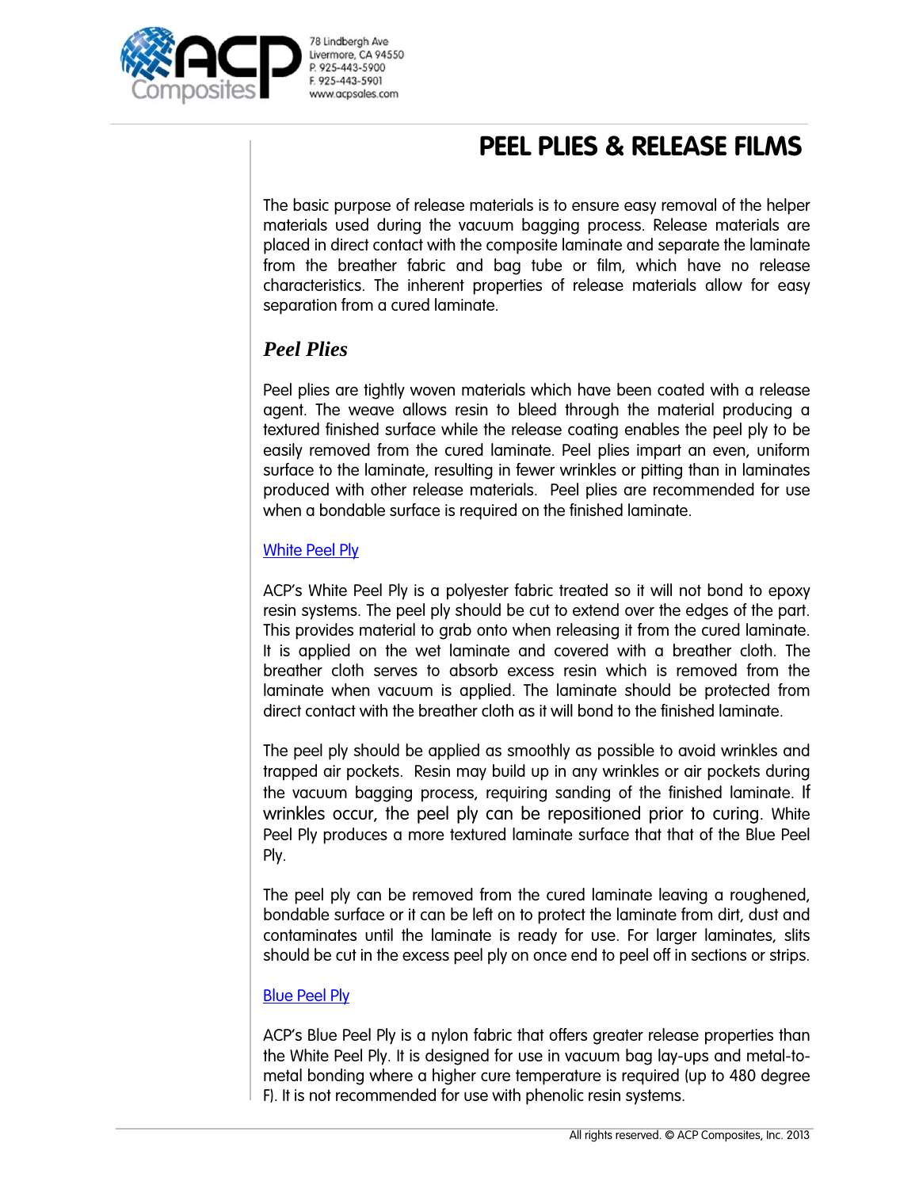ACP Composites

78 Lindbergh Ave
Livermore, CA 94550
P. 925-443-5900
F. 925-443-5901
www.acpsales.com

# PEEL PLIES & RELEASE FILMS

The basic purpose of release materials is to ensure easy removal of the helper materials used during the vacuum bagging process. Release materials are placed in direct contact with the composite laminate and separate the laminate from the breather fabric and bag tube or film, which have no release characteristics. The inherent properties of release materials allow for easy separation from a cured laminate.

## *Peel Plies*

Peel plies are tightly woven materials which have been coated with a release agent. The weave allows resin to bleed through the material producing a textured finished surface while the release coating enables the peel ply to be easily removed from the cured laminate. Peel plies impart an even, uniform surface to the laminate, resulting in fewer wrinkles or pitting than in laminates produced with other release materials. Peel plies are recommended for use when a bondable surface is required on the finished laminate.

White Peel Ply

ACP's White Peel Ply is a polyester fabric treated so it will not bond to epoxy resin systems. The peel ply should be cut to extend over the edges of the part. This provides material to grab onto when releasing it from the cured laminate. It is applied on the wet laminate and covered with a breather cloth. The breather cloth serves to absorb excess resin which is removed from the laminate when vacuum is applied. The laminate should be protected from direct contact with the breather cloth as it will bond to the finished laminate.

The peel ply should be applied as smoothly as possible to avoid wrinkles and trapped air pockets. Resin may build up in any wrinkles or air pockets during the vacuum bagging process, requiring sanding of the finished laminate. If wrinkles occur, the peel ply can be repositioned prior to curing. White Peel Ply produces a more textured laminate surface that that of the Blue Peel Ply.

The peel ply can be removed from the cured laminate leaving a roughened, bondable surface or it can be left on to protect the laminate from dirt, dust and contaminates until the laminate is ready for use. For larger laminates, slits should be cut in the excess peel ply on once end to peel off in sections or strips.

Blue Peel Ply

ACP's Blue Peel Ply is a nylon fabric that offers greater release properties than the White Peel Ply. It is designed for use in vacuum bag lay-ups and metal-to-metal bonding where a higher cure temperature is required (up to 480 degree F). It is not recommended for use with phenolic resin systems.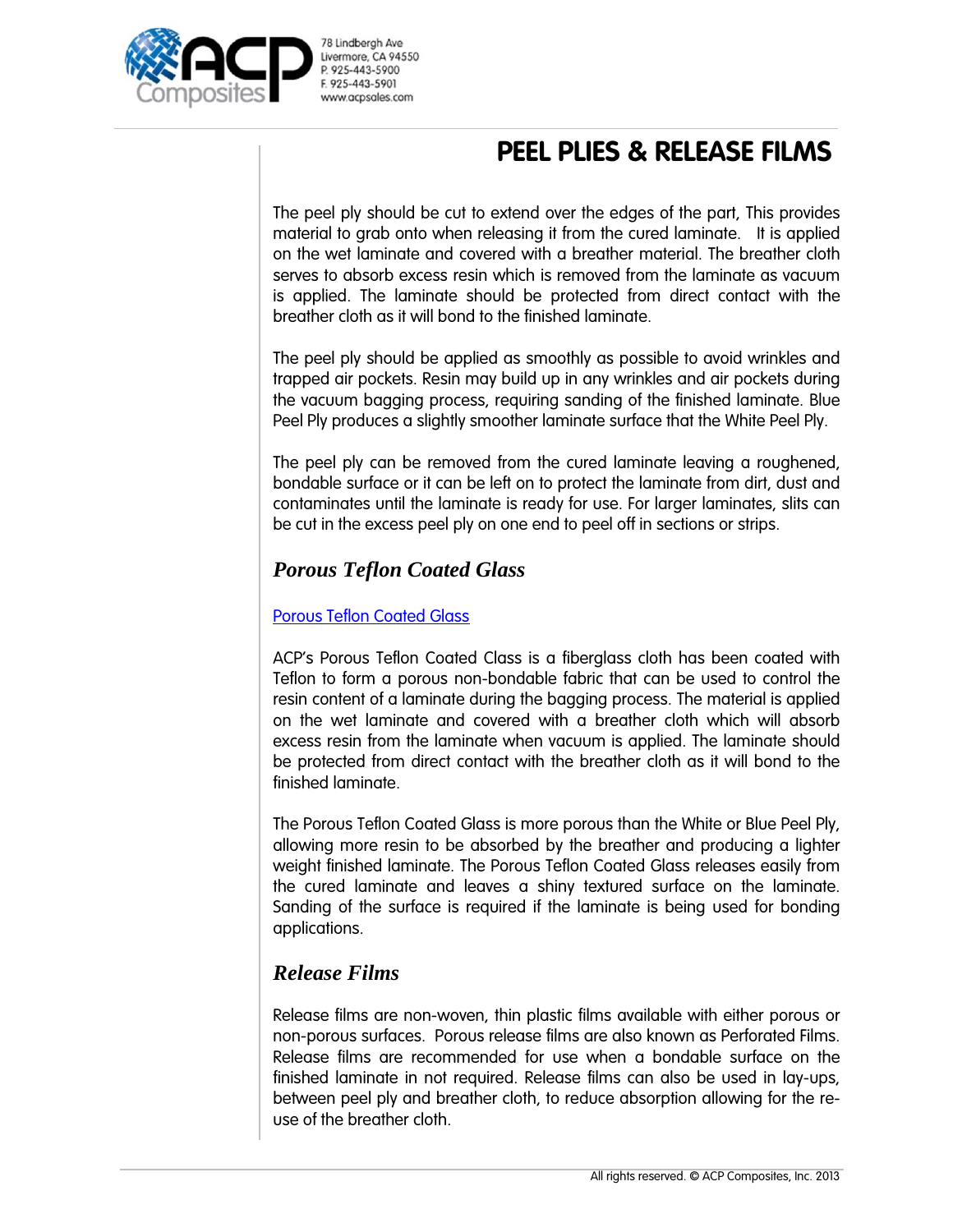# PEEL PLIES & RELEASE FILMS

The peel ply should be cut to extend over the edges of the part, This provides material to grab onto when releasing it from the cured laminate. It is applied on the wet laminate and covered with a breather material. The breather cloth serves to absorb excess resin which is removed from the laminate as vacuum is applied. The laminate should be protected from direct contact with the breather cloth as it will bond to the finished laminate.

The peel ply should be applied as smoothly as possible to avoid wrinkles and trapped air pockets. Resin may build up in any wrinkles and air pockets during the vacuum bagging process, requiring sanding of the finished laminate. Blue Peel Ply produces a slightly smoother laminate surface that the White Peel Ply.

The peel ply can be removed from the cured laminate leaving a roughened, bondable surface or it can be left on to protect the laminate from dirt, dust and contaminates until the laminate is ready for use. For larger laminates, slits can be cut in the excess peel ply on one end to peel off in sections or strips.

## *Porous Teflon Coated Glass*

Porous Teflon Coated Glass

ACP's Porous Teflon Coated Class is a fiberglass cloth has been coated with Teflon to form a porous non-bondable fabric that can be used to control the resin content of a laminate during the bagging process. The material is applied on the wet laminate and covered with a breather cloth which will absorb excess resin from the laminate when vacuum is applied. The laminate should be protected from direct contact with the breather cloth as it will bond to the finished laminate.

The Porous Teflon Coated Glass is more porous than the White or Blue Peel Ply, allowing more resin to be absorbed by the breather and producing a lighter weight finished laminate. The Porous Teflon Coated Glass releases easily from the cured laminate and leaves a shiny textured surface on the laminate. Sanding of the surface is required if the laminate is being used for bonding applications.

## *Release Films*

Release films are non-woven, thin plastic films available with either porous or non-porous surfaces. Porous release films are also known as Perforated Films. Release films are recommended for use when a bondable surface on the finished laminate in not required. Release films can also be used in lay-ups, between peel ply and breather cloth, to reduce absorption allowing for the re-use of the breather cloth.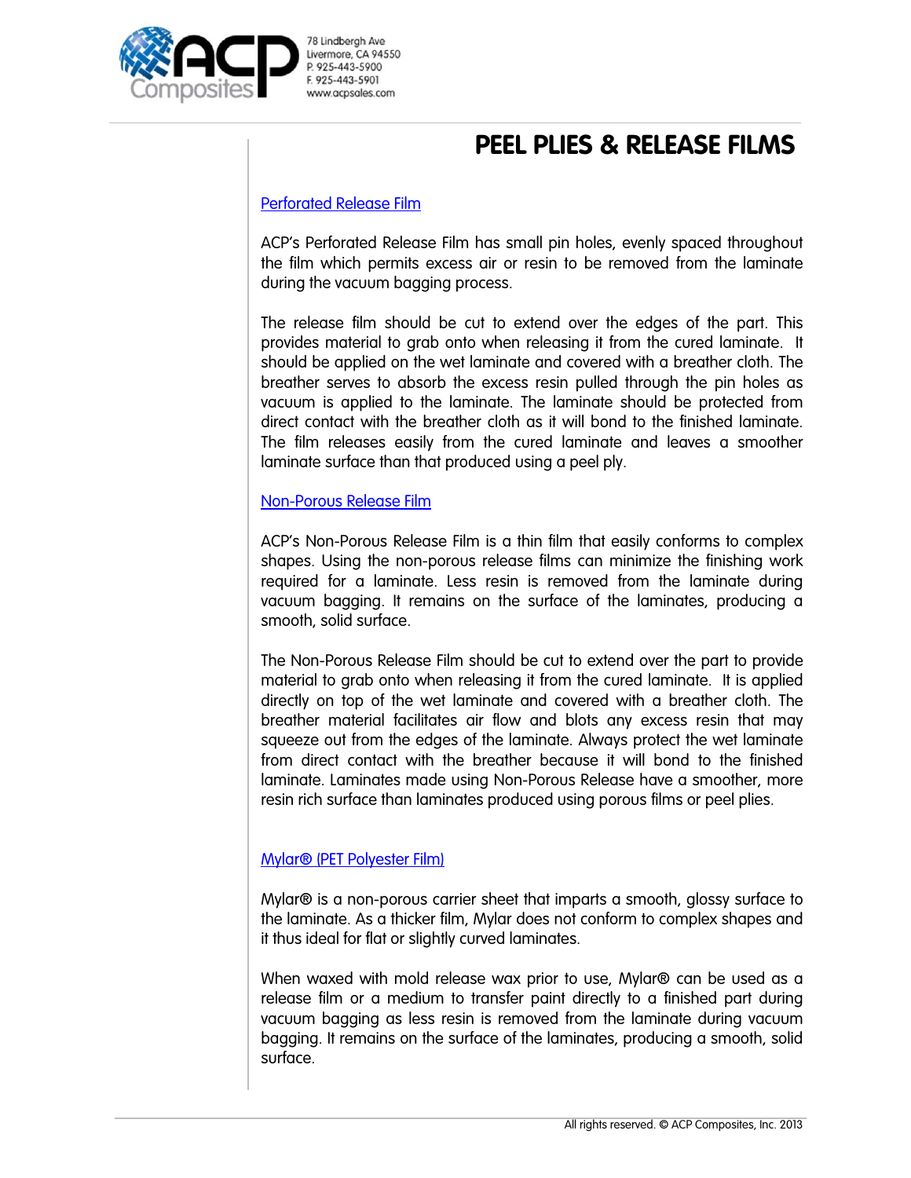# PEEL PLIES & RELEASE FILMS

## Perforated Release Film

ACP's Perforated Release Film has small pin holes, evenly spaced throughout the film which permits excess air or resin to be removed from the laminate during the vacuum bagging process.

The release film should be cut to extend over the edges of the part. This provides material to grab onto when releasing it from the cured laminate. It should be applied on the wet laminate and covered with a breather cloth. The breather serves to absorb the excess resin pulled through the pin holes as vacuum is applied to the laminate. The laminate should be protected from direct contact with the breather cloth as it will bond to the finished laminate. The film releases easily from the cured laminate and leaves a smoother laminate surface than that produced using a peel ply.

## Non-Porous Release Film

ACP's Non-Porous Release Film is a thin film that easily conforms to complex shapes. Using the non-porous release films can minimize the finishing work required for a laminate. Less resin is removed from the laminate during vacuum bagging. It remains on the surface of the laminates, producing a smooth, solid surface.

The Non-Porous Release Film should be cut to extend over the part to provide material to grab onto when releasing it from the cured laminate. It is applied directly on top of the wet laminate and covered with a breather cloth. The breather material facilitates air flow and blots any excess resin that may squeeze out from the edges of the laminate. Always protect the wet laminate from direct contact with the breather because it will bond to the finished laminate. Laminates made using Non-Porous Release have a smoother, more resin rich surface than laminates produced using porous films or peel plies.

## Mylar® (PET Polyester Film)

Mylar® is a non-porous carrier sheet that imparts a smooth, glossy surface to the laminate. As a thicker film, Mylar does not conform to complex shapes and it thus ideal for flat or slightly curved laminates.

When waxed with mold release wax prior to use, Mylar® can be used as a release film or a medium to transfer paint directly to a finished part during vacuum bagging as less resin is removed from the laminate during vacuum bagging. It remains on the surface of the laminates, producing a smooth, solid surface.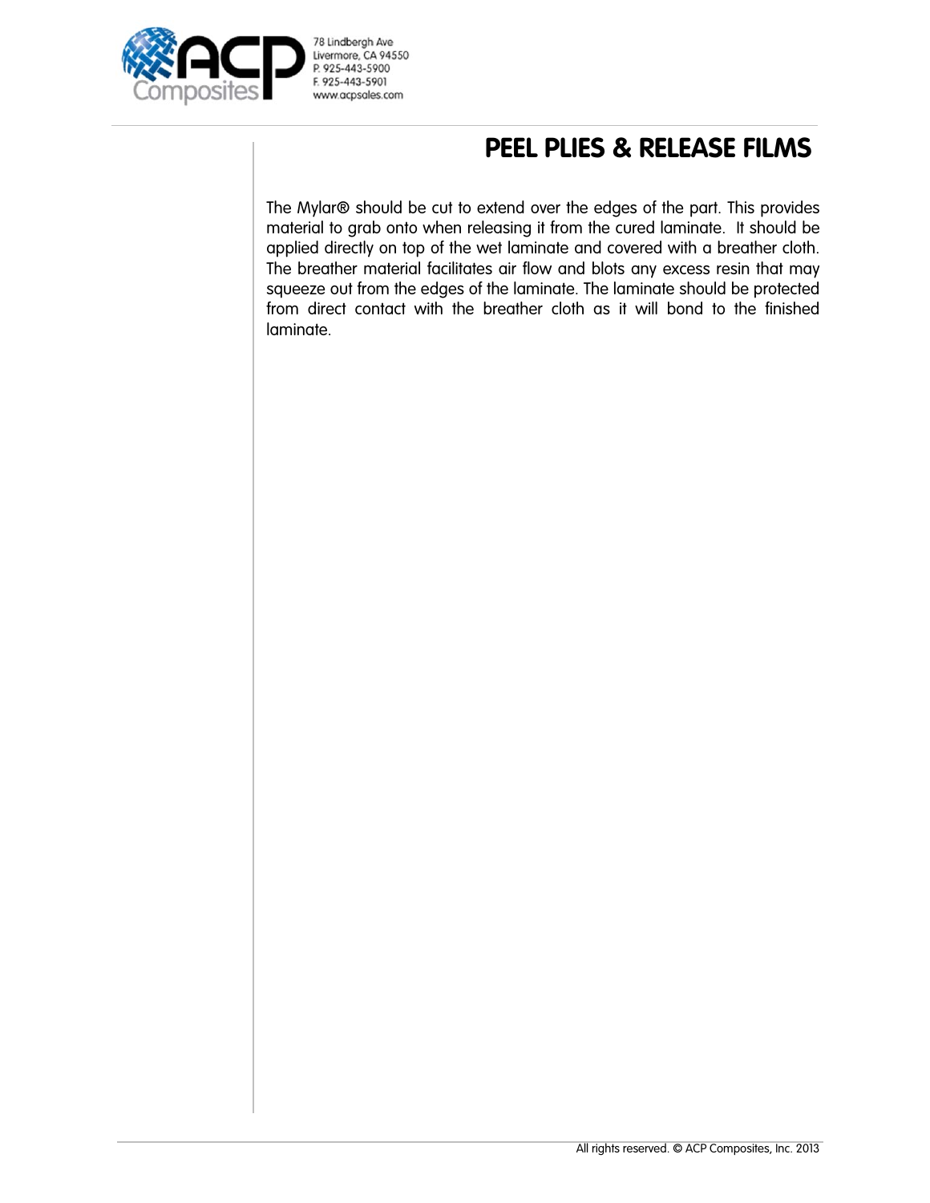# PEEL PLIES & RELEASE FILMS

The Mylar® should be cut to extend over the edges of the part. This provides material to grab onto when releasing it from the cured laminate. It should be applied directly on top of the wet laminate and covered with a breather cloth. The breather material facilitates air flow and blots any excess resin that may squeeze out from the edges of the laminate. The laminate should be protected from direct contact with the breather cloth as it will bond to the finished laminate.